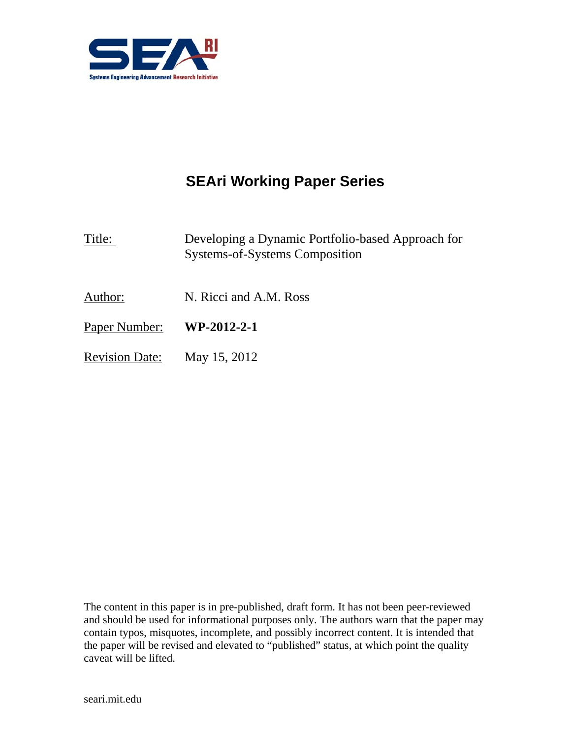# SEAri Working Paper Series

Title: Developing a Dynamic Portfolio-based Approach for Systems-of-Systems Composition

Author: N. Ricci and A.M. Ross

Paper Number: **WP-2012-2-1**

Revision Date: May 15, 2012

The content in this paper is in pre-published, draft form. It has not been peer-reviewed and should be used for informational purposes only. The authors warn that the paper may contain typos, misquotes, incomplete, and possibly incorrect content. It is intended that the paper will be revised and elevated to "published" status, at which point the quality caveat will be lifted.

seari.mit.edu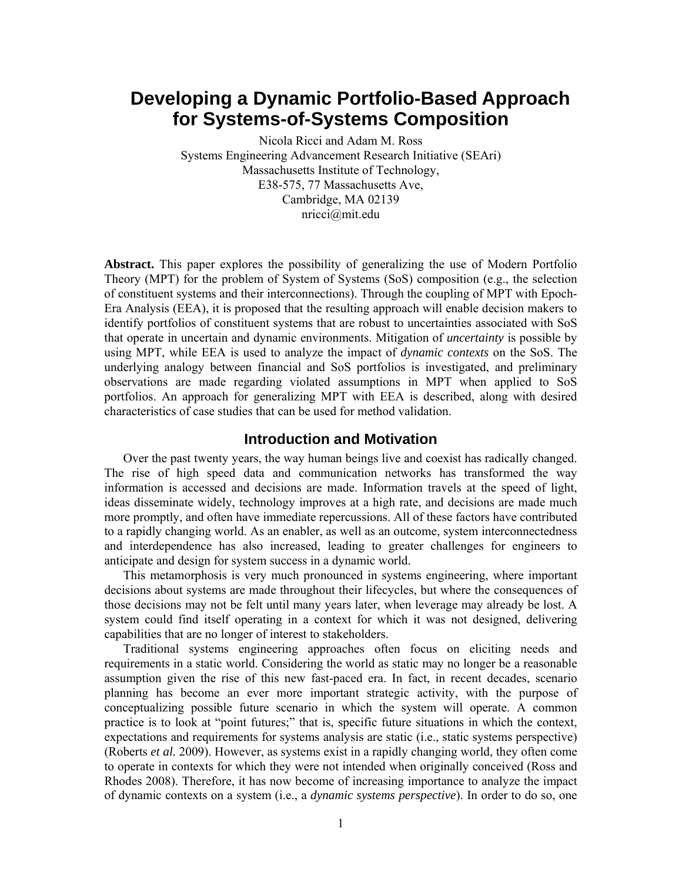# Developing a Dynamic Portfolio-Based Approach for Systems-of-Systems Composition

Nicola Ricci and Adam M. Ross
Systems Engineering Advancement Research Initiative (SEAri)
Massachusetts Institute of Technology,
E38-575, 77 Massachusetts Ave,
Cambridge, MA 02139
nricci@mit.edu

**Abstract.** This paper explores the possibility of generalizing the use of Modern Portfolio Theory (MPT) for the problem of System of Systems (SoS) composition (e.g., the selection of constituent systems and their interconnections). Through the coupling of MPT with Epoch-Era Analysis (EEA), it is proposed that the resulting approach will enable decision makers to identify portfolios of constituent systems that are robust to uncertainties associated with SoS that operate in uncertain and dynamic environments. Mitigation of *uncertainty* is possible by using MPT, while EEA is used to analyze the impact of *dynamic contexts* on the SoS. The underlying analogy between financial and SoS portfolios is investigated, and preliminary observations are made regarding violated assumptions in MPT when applied to SoS portfolios. An approach for generalizing MPT with EEA is described, along with desired characteristics of case studies that can be used for method validation.

## Introduction and Motivation

Over the past twenty years, the way human beings live and coexist has radically changed. The rise of high speed data and communication networks has transformed the way information is accessed and decisions are made. Information travels at the speed of light, ideas disseminate widely, technology improves at a high rate, and decisions are made much more promptly, and often have immediate repercussions. All of these factors have contributed to a rapidly changing world. As an enabler, as well as an outcome, system interconnectedness and interdependence has also increased, leading to greater challenges for engineers to anticipate and design for system success in a dynamic world.

This metamorphosis is very much pronounced in systems engineering, where important decisions about systems are made throughout their lifecycles, but where the consequences of those decisions may not be felt until many years later, when leverage may already be lost. A system could find itself operating in a context for which it was not designed, delivering capabilities that are no longer of interest to stakeholders.

Traditional systems engineering approaches often focus on eliciting needs and requirements in a static world. Considering the world as static may no longer be a reasonable assumption given the rise of this new fast-paced era. In fact, in recent decades, scenario planning has become an ever more important strategic activity, with the purpose of conceptualizing possible future scenario in which the system will operate. A common practice is to look at "point futures;" that is, specific future situations in which the context, expectations and requirements for systems analysis are static (i.e., static systems perspective) (Roberts *et al.* 2009). However, as systems exist in a rapidly changing world, they often come to operate in contexts for which they were not intended when originally conceived (Ross and Rhodes 2008). Therefore, it has now become of increasing importance to analyze the impact of dynamic contexts on a system (i.e., a *dynamic systems perspective*). In order to do so, one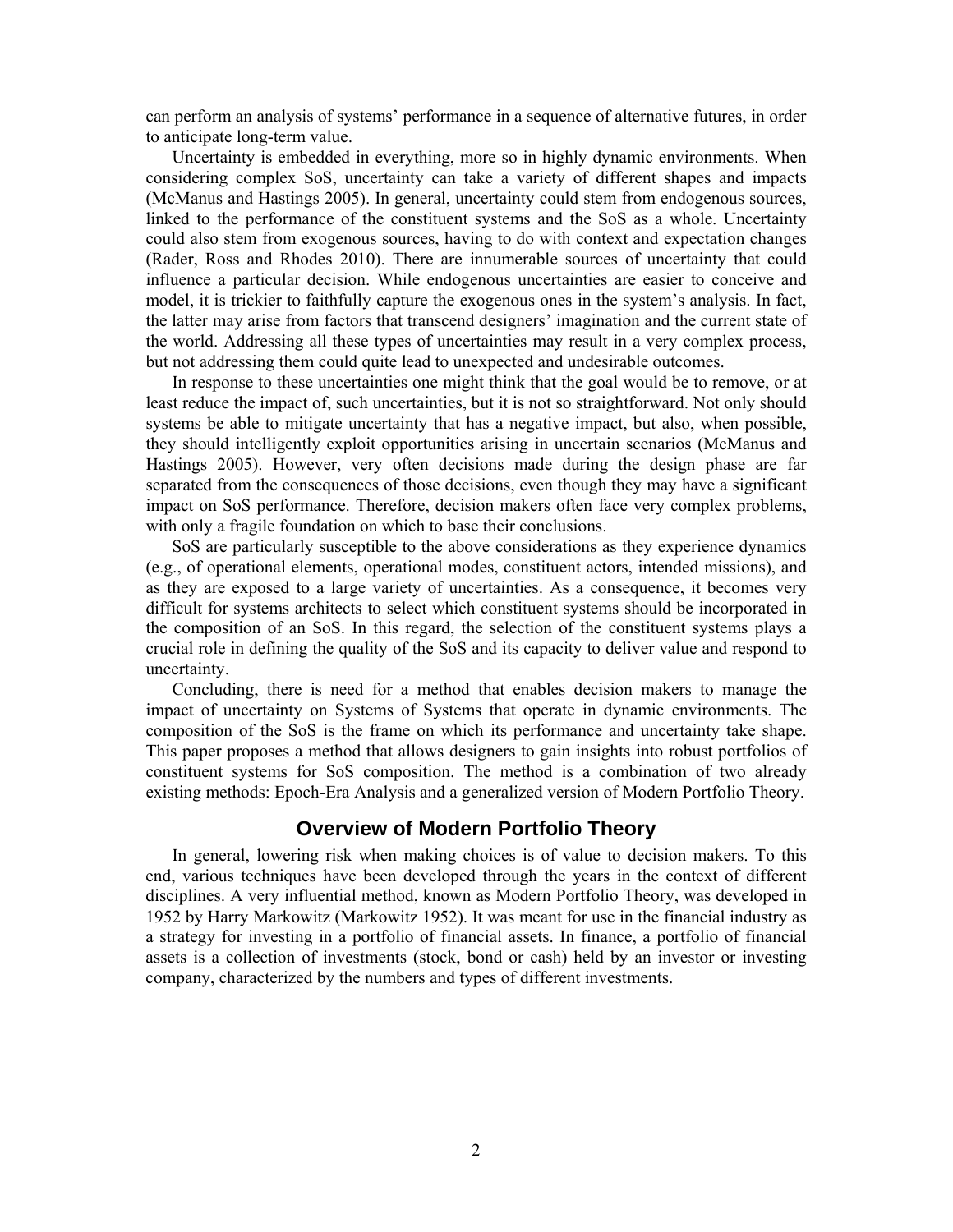can perform an analysis of systems' performance in a sequence of alternative futures, in order to anticipate long-term value.

Uncertainty is embedded in everything, more so in highly dynamic environments. When considering complex SoS, uncertainty can take a variety of different shapes and impacts (McManus and Hastings 2005). In general, uncertainty could stem from endogenous sources, linked to the performance of the constituent systems and the SoS as a whole. Uncertainty could also stem from exogenous sources, having to do with context and expectation changes (Rader, Ross and Rhodes 2010). There are innumerable sources of uncertainty that could influence a particular decision. While endogenous uncertainties are easier to conceive and model, it is trickier to faithfully capture the exogenous ones in the system's analysis. In fact, the latter may arise from factors that transcend designers' imagination and the current state of the world. Addressing all these types of uncertainties may result in a very complex process, but not addressing them could quite lead to unexpected and undesirable outcomes.

In response to these uncertainties one might think that the goal would be to remove, or at least reduce the impact of, such uncertainties, but it is not so straightforward. Not only should systems be able to mitigate uncertainty that has a negative impact, but also, when possible, they should intelligently exploit opportunities arising in uncertain scenarios (McManus and Hastings 2005). However, very often decisions made during the design phase are far separated from the consequences of those decisions, even though they may have a significant impact on SoS performance. Therefore, decision makers often face very complex problems, with only a fragile foundation on which to base their conclusions.

SoS are particularly susceptible to the above considerations as they experience dynamics (e.g., of operational elements, operational modes, constituent actors, intended missions), and as they are exposed to a large variety of uncertainties. As a consequence, it becomes very difficult for systems architects to select which constituent systems should be incorporated in the composition of an SoS. In this regard, the selection of the constituent systems plays a crucial role in defining the quality of the SoS and its capacity to deliver value and respond to uncertainty.

Concluding, there is need for a method that enables decision makers to manage the impact of uncertainty on Systems of Systems that operate in dynamic environments. The composition of the SoS is the frame on which its performance and uncertainty take shape. This paper proposes a method that allows designers to gain insights into robust portfolios of constituent systems for SoS composition. The method is a combination of two already existing methods: Epoch-Era Analysis and a generalized version of Modern Portfolio Theory.

## Overview of Modern Portfolio Theory

In general, lowering risk when making choices is of value to decision makers. To this end, various techniques have been developed through the years in the context of different disciplines. A very influential method, known as Modern Portfolio Theory, was developed in 1952 by Harry Markowitz (Markowitz 1952). It was meant for use in the financial industry as a strategy for investing in a portfolio of financial assets. In finance, a portfolio of financial assets is a collection of investments (stock, bond or cash) held by an investor or investing company, characterized by the numbers and types of different investments.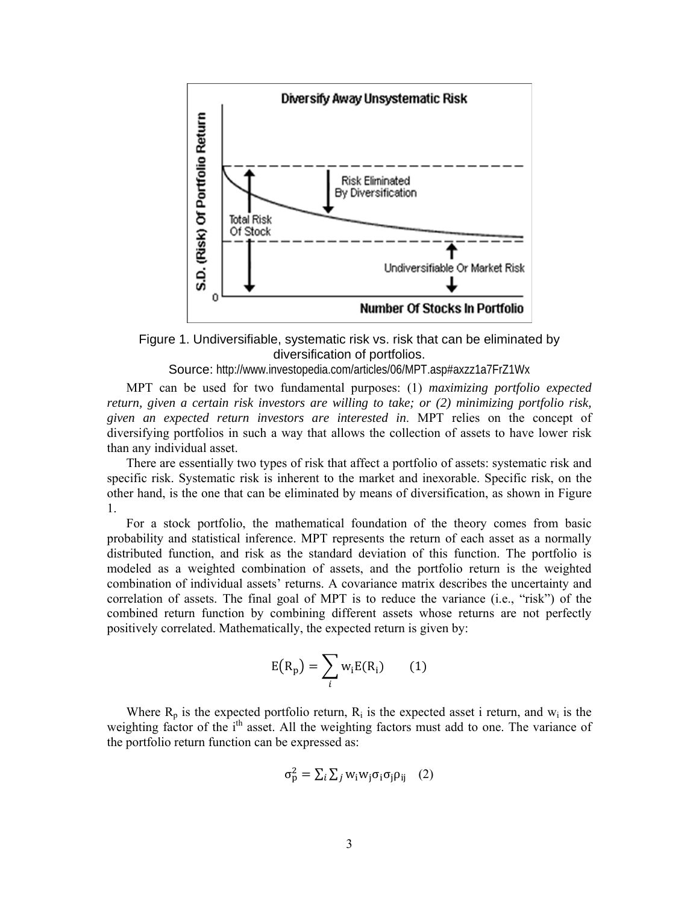Figure 1. Undiversifiable, systematic risk vs. risk that can be eliminated by diversification of portfolios.

Source: http://www.investopedia.com/articles/06/MPT.asp#axzz1a7FrZ1Wx

MPT can be used for two fundamental purposes: (1) *maximizing portfolio expected return, given a certain risk investors are willing to take; or (2) minimizing portfolio risk, given an expected return investors are interested in*. MPT relies on the concept of diversifying portfolios in such a way that allows the collection of assets to have lower risk than any individual asset.

There are essentially two types of risk that affect a portfolio of assets: systematic risk and specific risk. Systematic risk is inherent to the market and inexorable. Specific risk, on the other hand, is the one that can be eliminated by means of diversification, as shown in Figure 1.

For a stock portfolio, the mathematical foundation of the theory comes from basic probability and statistical inference. MPT represents the return of each asset as a normally distributed function, and risk as the standard deviation of this function. The portfolio is modeled as a weighted combination of assets, and the portfolio return is the weighted combination of individual assets' returns. A covariance matrix describes the uncertainty and correlation of assets. The final goal of MPT is to reduce the variance (i.e., "risk") of the combined return function by combining different assets whose returns are not perfectly positively correlated. Mathematically, the expected return is given by:

$$E(R_p) = \sum_i w_i E(R_i) \qquad (1)$$

Where $R_p$ is the expected portfolio return, $R_i$ is the expected asset i return, and $w_i$ is the weighting factor of the $i^{th}$ asset. All the weighting factors must add to one. The variance of the portfolio return function can be expressed as:

$$\sigma_p^2 = \sum_i \sum_j w_i w_j \sigma_i \sigma_j \rho_{ij} \quad (2)$$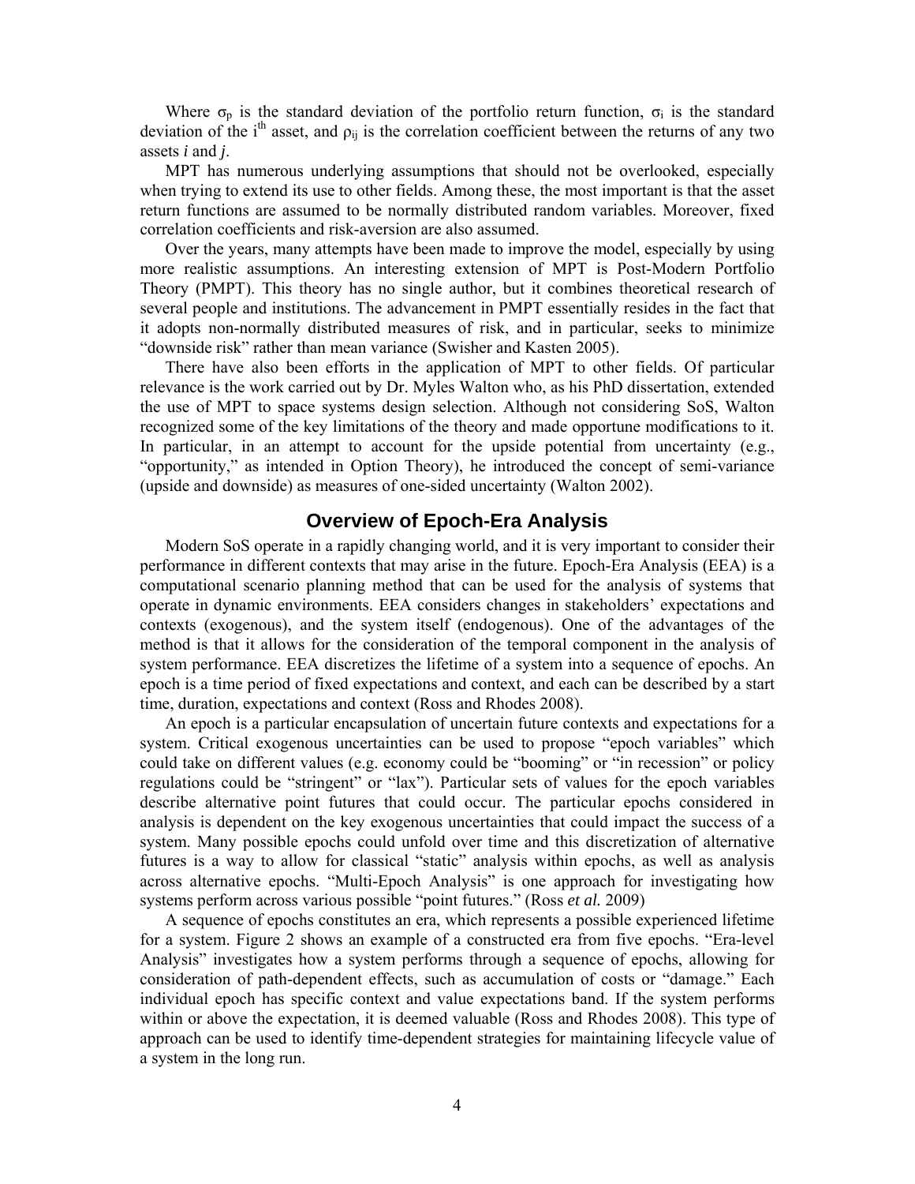Where $\sigma_p$ is the standard deviation of the portfolio return function, $\sigma_i$ is the standard deviation of the $i^{th}$ asset, and $\rho_{ij}$ is the correlation coefficient between the returns of any two assets *i* and *j*.

MPT has numerous underlying assumptions that should not be overlooked, especially when trying to extend its use to other fields. Among these, the most important is that the asset return functions are assumed to be normally distributed random variables. Moreover, fixed correlation coefficients and risk-aversion are also assumed.

Over the years, many attempts have been made to improve the model, especially by using more realistic assumptions. An interesting extension of MPT is Post-Modern Portfolio Theory (PMPT). This theory has no single author, but it combines theoretical research of several people and institutions. The advancement in PMPT essentially resides in the fact that it adopts non-normally distributed measures of risk, and in particular, seeks to minimize "downside risk" rather than mean variance (Swisher and Kasten 2005).

There have also been efforts in the application of MPT to other fields. Of particular relevance is the work carried out by Dr. Myles Walton who, as his PhD dissertation, extended the use of MPT to space systems design selection. Although not considering SoS, Walton recognized some of the key limitations of the theory and made opportune modifications to it. In particular, in an attempt to account for the upside potential from uncertainty (e.g., "opportunity," as intended in Option Theory), he introduced the concept of semi-variance (upside and downside) as measures of one-sided uncertainty (Walton 2002).

## Overview of Epoch-Era Analysis

Modern SoS operate in a rapidly changing world, and it is very important to consider their performance in different contexts that may arise in the future. Epoch-Era Analysis (EEA) is a computational scenario planning method that can be used for the analysis of systems that operate in dynamic environments. EEA considers changes in stakeholders' expectations and contexts (exogenous), and the system itself (endogenous). One of the advantages of the method is that it allows for the consideration of the temporal component in the analysis of system performance. EEA discretizes the lifetime of a system into a sequence of epochs. An epoch is a time period of fixed expectations and context, and each can be described by a start time, duration, expectations and context (Ross and Rhodes 2008).

An epoch is a particular encapsulation of uncertain future contexts and expectations for a system. Critical exogenous uncertainties can be used to propose "epoch variables" which could take on different values (e.g. economy could be "booming" or "in recession" or policy regulations could be "stringent" or "lax"). Particular sets of values for the epoch variables describe alternative point futures that could occur. The particular epochs considered in analysis is dependent on the key exogenous uncertainties that could impact the success of a system. Many possible epochs could unfold over time and this discretization of alternative futures is a way to allow for classical "static" analysis within epochs, as well as analysis across alternative epochs. "Multi-Epoch Analysis" is one approach for investigating how systems perform across various possible "point futures." (Ross *et al.* 2009)

A sequence of epochs constitutes an era, which represents a possible experienced lifetime for a system. Figure 2 shows an example of a constructed era from five epochs. "Era-level Analysis" investigates how a system performs through a sequence of epochs, allowing for consideration of path-dependent effects, such as accumulation of costs or "damage." Each individual epoch has specific context and value expectations band. If the system performs within or above the expectation, it is deemed valuable (Ross and Rhodes 2008). This type of approach can be used to identify time-dependent strategies for maintaining lifecycle value of a system in the long run.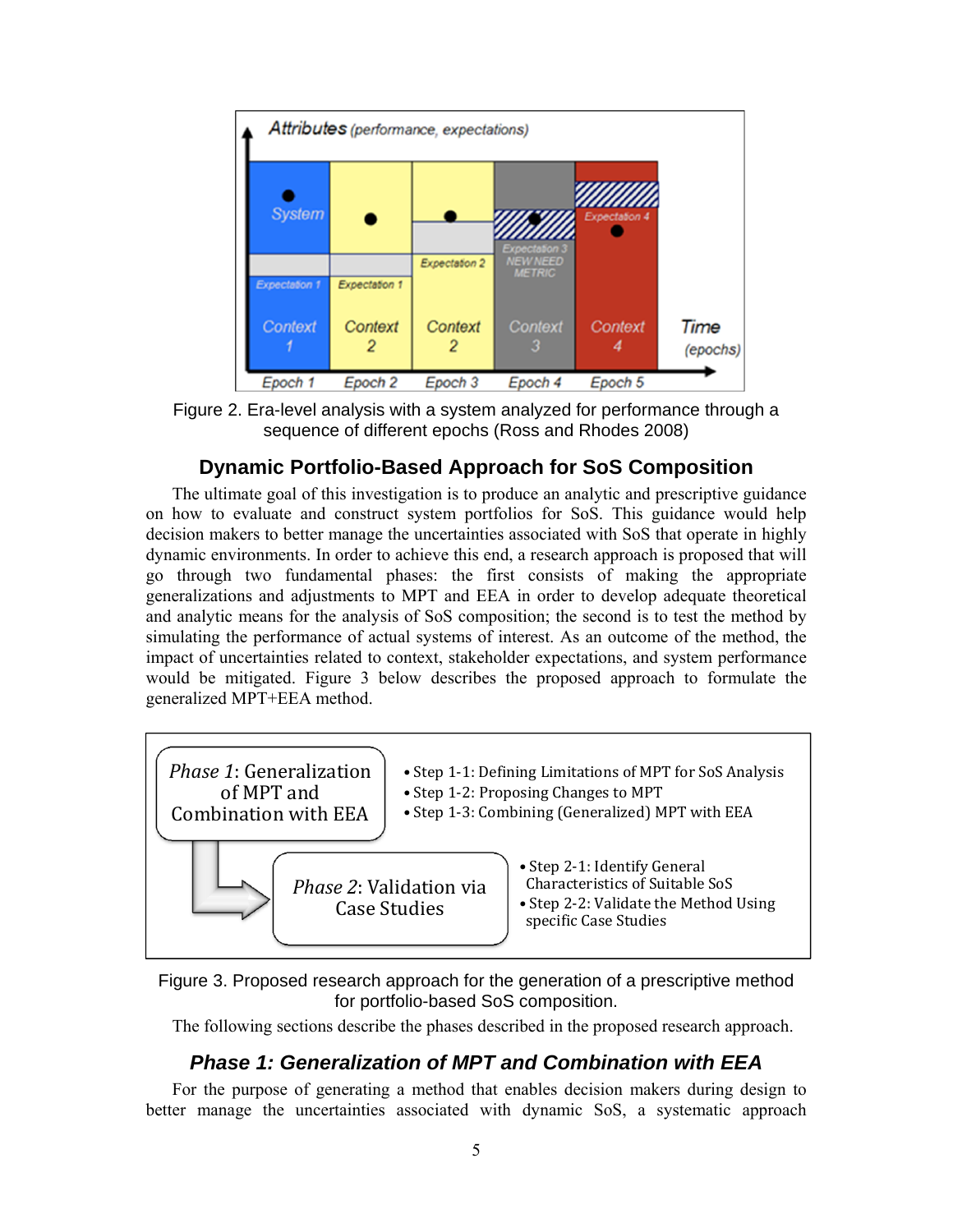Figure 2. Era-level analysis with a system analyzed for performance through a sequence of different epochs (Ross and Rhodes 2008)

## Dynamic Portfolio-Based Approach for SoS Composition

The ultimate goal of this investigation is to produce an analytic and prescriptive guidance on how to evaluate and construct system portfolios for SoS. This guidance would help decision makers to better manage the uncertainties associated with SoS that operate in highly dynamic environments. In order to achieve this end, a research approach is proposed that will go through two fundamental phases: the first consists of making the appropriate generalizations and adjustments to MPT and EEA in order to develop adequate theoretical and analytic means for the analysis of SoS composition; the second is to test the method by simulating the performance of actual systems of interest. As an outcome of the method, the impact of uncertainties related to context, stakeholder expectations, and system performance would be mitigated. Figure 3 below describes the proposed approach to formulate the generalized MPT+EEA method.

*Phase 1*: Generalization of MPT and Combination with EEA

- Step 1-1: Defining Limitations of MPT for SoS Analysis
- Step 1-2: Proposing Changes to MPT
- Step 1-3: Combining (Generalized) MPT with EEA

*Phase 2*: Validation via Case Studies

- Step 2-1: Identify General Characteristics of Suitable SoS
- Step 2-2: Validate the Method Using specific Case Studies

Figure 3. Proposed research approach for the generation of a prescriptive method for portfolio-based SoS composition.

The following sections describe the phases described in the proposed research approach.

### *Phase 1: Generalization of MPT and Combination with EEA*

For the purpose of generating a method that enables decision makers during design to better manage the uncertainties associated with dynamic SoS, a systematic approach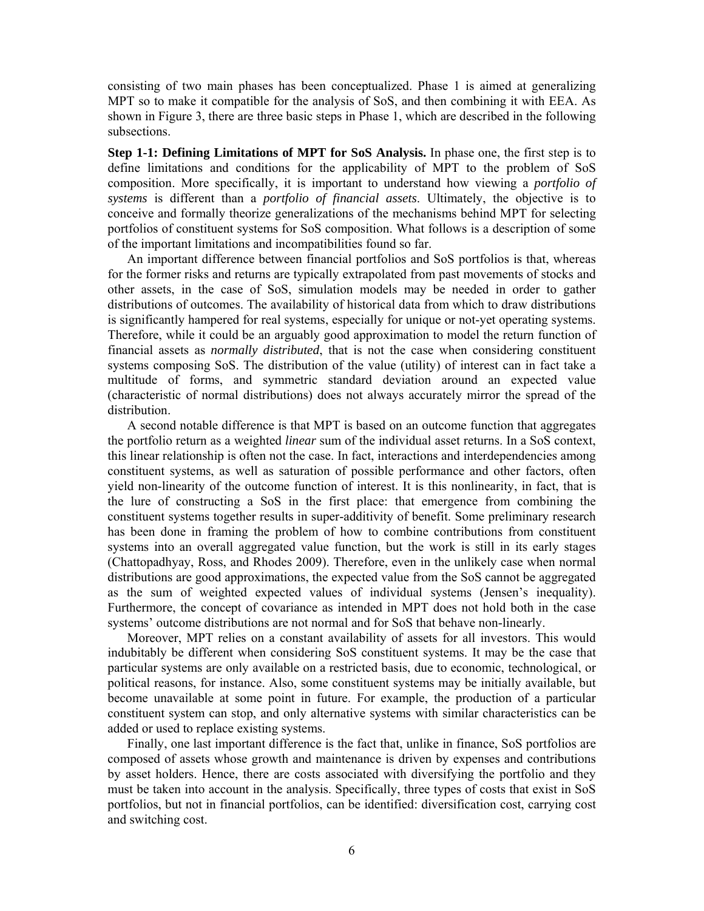consisting of two main phases has been conceptualized. Phase 1 is aimed at generalizing MPT so to make it compatible for the analysis of SoS, and then combining it with EEA. As shown in Figure 3, there are three basic steps in Phase 1, which are described in the following subsections.

**Step 1-1: Defining Limitations of MPT for SoS Analysis.** In phase one, the first step is to define limitations and conditions for the applicability of MPT to the problem of SoS composition. More specifically, it is important to understand how viewing a *portfolio of systems* is different than a *portfolio of financial assets*. Ultimately, the objective is to conceive and formally theorize generalizations of the mechanisms behind MPT for selecting portfolios of constituent systems for SoS composition. What follows is a description of some of the important limitations and incompatibilities found so far.

An important difference between financial portfolios and SoS portfolios is that, whereas for the former risks and returns are typically extrapolated from past movements of stocks and other assets, in the case of SoS, simulation models may be needed in order to gather distributions of outcomes. The availability of historical data from which to draw distributions is significantly hampered for real systems, especially for unique or not-yet operating systems. Therefore, while it could be an arguably good approximation to model the return function of financial assets as *normally distributed*, that is not the case when considering constituent systems composing SoS. The distribution of the value (utility) of interest can in fact take a multitude of forms, and symmetric standard deviation around an expected value (characteristic of normal distributions) does not always accurately mirror the spread of the distribution.

A second notable difference is that MPT is based on an outcome function that aggregates the portfolio return as a weighted *linear* sum of the individual asset returns. In a SoS context, this linear relationship is often not the case. In fact, interactions and interdependencies among constituent systems, as well as saturation of possible performance and other factors, often yield non-linearity of the outcome function of interest. It is this nonlinearity, in fact, that is the lure of constructing a SoS in the first place: that emergence from combining the constituent systems together results in super-additivity of benefit. Some preliminary research has been done in framing the problem of how to combine contributions from constituent systems into an overall aggregated value function, but the work is still in its early stages (Chattopadhyay, Ross, and Rhodes 2009). Therefore, even in the unlikely case when normal distributions are good approximations, the expected value from the SoS cannot be aggregated as the sum of weighted expected values of individual systems (Jensen's inequality). Furthermore, the concept of covariance as intended in MPT does not hold both in the case systems' outcome distributions are not normal and for SoS that behave non-linearly.

Moreover, MPT relies on a constant availability of assets for all investors. This would indubitably be different when considering SoS constituent systems. It may be the case that particular systems are only available on a restricted basis, due to economic, technological, or political reasons, for instance. Also, some constituent systems may be initially available, but become unavailable at some point in future. For example, the production of a particular constituent system can stop, and only alternative systems with similar characteristics can be added or used to replace existing systems.

Finally, one last important difference is the fact that, unlike in finance, SoS portfolios are composed of assets whose growth and maintenance is driven by expenses and contributions by asset holders. Hence, there are costs associated with diversifying the portfolio and they must be taken into account in the analysis. Specifically, three types of costs that exist in SoS portfolios, but not in financial portfolios, can be identified: diversification cost, carrying cost and switching cost.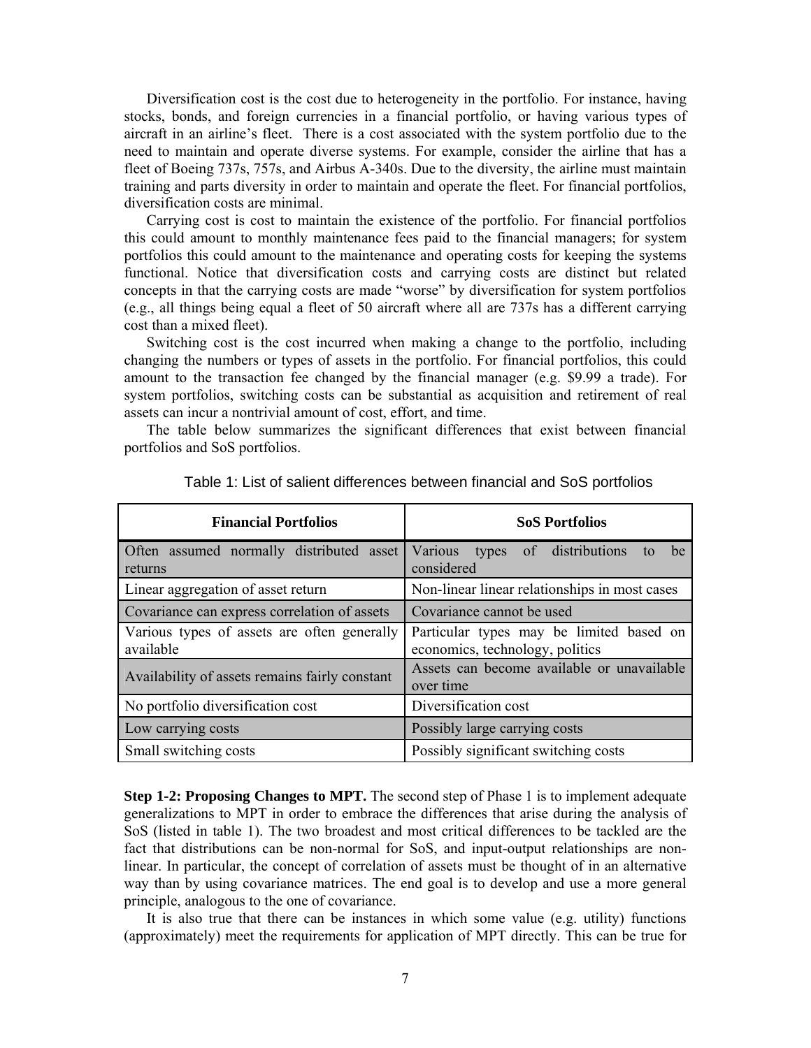Diversification cost is the cost due to heterogeneity in the portfolio. For instance, having stocks, bonds, and foreign currencies in a financial portfolio, or having various types of aircraft in an airline's fleet. There is a cost associated with the system portfolio due to the need to maintain and operate diverse systems. For example, consider the airline that has a fleet of Boeing 737s, 757s, and Airbus A-340s. Due to the diversity, the airline must maintain training and parts diversity in order to maintain and operate the fleet. For financial portfolios, diversification costs are minimal.

Carrying cost is cost to maintain the existence of the portfolio. For financial portfolios this could amount to monthly maintenance fees paid to the financial managers; for system portfolios this could amount to the maintenance and operating costs for keeping the systems functional. Notice that diversification costs and carrying costs are distinct but related concepts in that the carrying costs are made "worse" by diversification for system portfolios (e.g., all things being equal a fleet of 50 aircraft where all are 737s has a different carrying cost than a mixed fleet).

Switching cost is the cost incurred when making a change to the portfolio, including changing the numbers or types of assets in the portfolio. For financial portfolios, this could amount to the transaction fee changed by the financial manager (e.g. $9.99 a trade). For system portfolios, switching costs can be substantial as acquisition and retirement of real assets can incur a nontrivial amount of cost, effort, and time.

The table below summarizes the significant differences that exist between financial portfolios and SoS portfolios.

Table 1: List of salient differences between financial and SoS portfolios

| Financial Portfolios | SoS Portfolios |
| --- | --- |
| Often assumed normally distributed asset returns | Various types of distributions to be considered |
| Linear aggregation of asset return | Non-linear linear relationships in most cases |
| Covariance can express correlation of assets | Covariance cannot be used |
| Various types of assets are often generally available | Particular types may be limited based on economics, technology, politics |
| Availability of assets remains fairly constant | Assets can become available or unavailable over time |
| No portfolio diversification cost | Diversification cost |
| Low carrying costs | Possibly large carrying costs |
| Small switching costs | Possibly significant switching costs |

**Step 1-2: Proposing Changes to MPT.** The second step of Phase 1 is to implement adequate generalizations to MPT in order to embrace the differences that arise during the analysis of SoS (listed in table 1). The two broadest and most critical differences to be tackled are the fact that distributions can be non-normal for SoS, and input-output relationships are non-linear. In particular, the concept of correlation of assets must be thought of in an alternative way than by using covariance matrices. The end goal is to develop and use a more general principle, analogous to the one of covariance.

It is also true that there can be instances in which some value (e.g. utility) functions (approximately) meet the requirements for application of MPT directly. This can be true for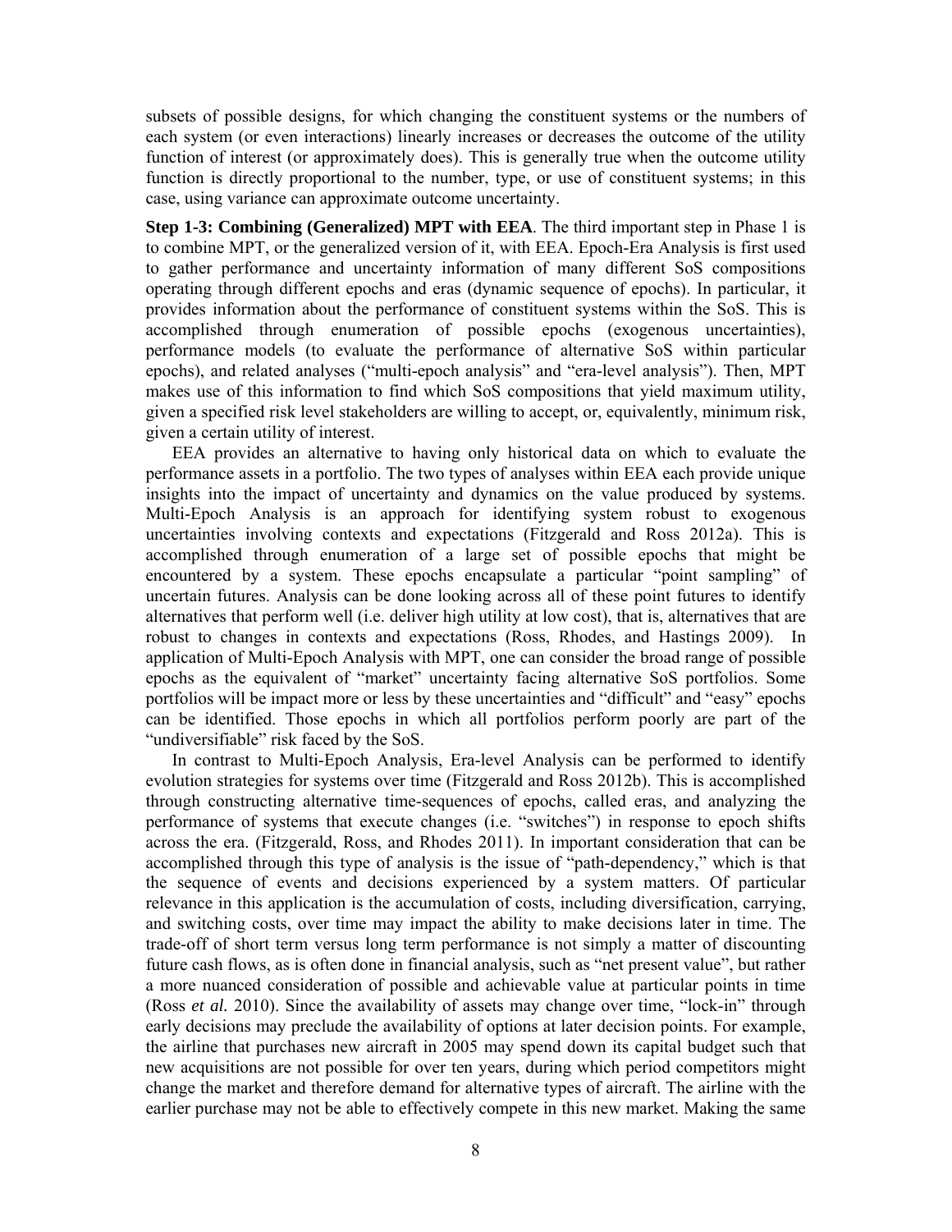subsets of possible designs, for which changing the constituent systems or the numbers of each system (or even interactions) linearly increases or decreases the outcome of the utility function of interest (or approximately does). This is generally true when the outcome utility function is directly proportional to the number, type, or use of constituent systems; in this case, using variance can approximate outcome uncertainty.

**Step 1-3: Combining (Generalized) MPT with EEA**. The third important step in Phase 1 is to combine MPT, or the generalized version of it, with EEA. Epoch-Era Analysis is first used to gather performance and uncertainty information of many different SoS compositions operating through different epochs and eras (dynamic sequence of epochs). In particular, it provides information about the performance of constituent systems within the SoS. This is accomplished through enumeration of possible epochs (exogenous uncertainties), performance models (to evaluate the performance of alternative SoS within particular epochs), and related analyses ("multi-epoch analysis" and "era-level analysis"). Then, MPT makes use of this information to find which SoS compositions that yield maximum utility, given a specified risk level stakeholders are willing to accept, or, equivalently, minimum risk, given a certain utility of interest.

EEA provides an alternative to having only historical data on which to evaluate the performance assets in a portfolio. The two types of analyses within EEA each provide unique insights into the impact of uncertainty and dynamics on the value produced by systems. Multi-Epoch Analysis is an approach for identifying system robust to exogenous uncertainties involving contexts and expectations (Fitzgerald and Ross 2012a). This is accomplished through enumeration of a large set of possible epochs that might be encountered by a system. These epochs encapsulate a particular "point sampling" of uncertain futures. Analysis can be done looking across all of these point futures to identify alternatives that perform well (i.e. deliver high utility at low cost), that is, alternatives that are robust to changes in contexts and expectations (Ross, Rhodes, and Hastings 2009). In application of Multi-Epoch Analysis with MPT, one can consider the broad range of possible epochs as the equivalent of "market" uncertainty facing alternative SoS portfolios. Some portfolios will be impact more or less by these uncertainties and "difficult" and "easy" epochs can be identified. Those epochs in which all portfolios perform poorly are part of the "undiversifiable" risk faced by the SoS.

In contrast to Multi-Epoch Analysis, Era-level Analysis can be performed to identify evolution strategies for systems over time (Fitzgerald and Ross 2012b). This is accomplished through constructing alternative time-sequences of epochs, called eras, and analyzing the performance of systems that execute changes (i.e. "switches") in response to epoch shifts across the era. (Fitzgerald, Ross, and Rhodes 2011). In important consideration that can be accomplished through this type of analysis is the issue of "path-dependency," which is that the sequence of events and decisions experienced by a system matters. Of particular relevance in this application is the accumulation of costs, including diversification, carrying, and switching costs, over time may impact the ability to make decisions later in time. The trade-off of short term versus long term performance is not simply a matter of discounting future cash flows, as is often done in financial analysis, such as "net present value", but rather a more nuanced consideration of possible and achievable value at particular points in time (Ross *et al.* 2010). Since the availability of assets may change over time, "lock-in" through early decisions may preclude the availability of options at later decision points. For example, the airline that purchases new aircraft in 2005 may spend down its capital budget such that new acquisitions are not possible for over ten years, during which period competitors might change the market and therefore demand for alternative types of aircraft. The airline with the earlier purchase may not be able to effectively compete in this new market. Making the same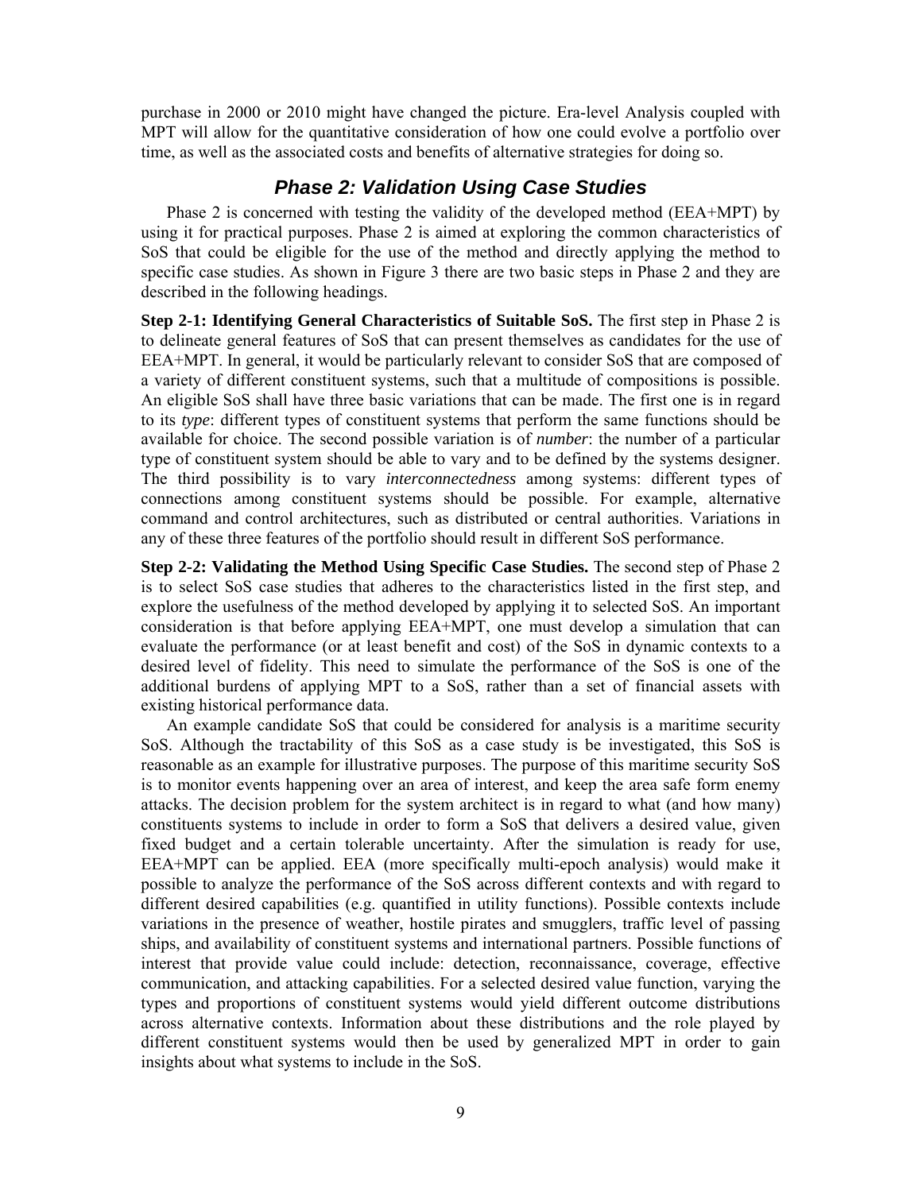purchase in 2000 or 2010 might have changed the picture. Era-level Analysis coupled with MPT will allow for the quantitative consideration of how one could evolve a portfolio over time, as well as the associated costs and benefits of alternative strategies for doing so.

## *Phase 2: Validation Using Case Studies*

Phase 2 is concerned with testing the validity of the developed method (EEA+MPT) by using it for practical purposes. Phase 2 is aimed at exploring the common characteristics of SoS that could be eligible for the use of the method and directly applying the method to specific case studies. As shown in Figure 3 there are two basic steps in Phase 2 and they are described in the following headings.

**Step 2-1: Identifying General Characteristics of Suitable SoS.** The first step in Phase 2 is to delineate general features of SoS that can present themselves as candidates for the use of EEA+MPT. In general, it would be particularly relevant to consider SoS that are composed of a variety of different constituent systems, such that a multitude of compositions is possible. An eligible SoS shall have three basic variations that can be made. The first one is in regard to its *type*: different types of constituent systems that perform the same functions should be available for choice. The second possible variation is of *number*: the number of a particular type of constituent system should be able to vary and to be defined by the systems designer. The third possibility is to vary *interconnectedness* among systems: different types of connections among constituent systems should be possible. For example, alternative command and control architectures, such as distributed or central authorities. Variations in any of these three features of the portfolio should result in different SoS performance.

**Step 2-2: Validating the Method Using Specific Case Studies.** The second step of Phase 2 is to select SoS case studies that adheres to the characteristics listed in the first step, and explore the usefulness of the method developed by applying it to selected SoS. An important consideration is that before applying EEA+MPT, one must develop a simulation that can evaluate the performance (or at least benefit and cost) of the SoS in dynamic contexts to a desired level of fidelity. This need to simulate the performance of the SoS is one of the additional burdens of applying MPT to a SoS, rather than a set of financial assets with existing historical performance data.

An example candidate SoS that could be considered for analysis is a maritime security SoS. Although the tractability of this SoS as a case study is be investigated, this SoS is reasonable as an example for illustrative purposes. The purpose of this maritime security SoS is to monitor events happening over an area of interest, and keep the area safe form enemy attacks. The decision problem for the system architect is in regard to what (and how many) constituents systems to include in order to form a SoS that delivers a desired value, given fixed budget and a certain tolerable uncertainty. After the simulation is ready for use, EEA+MPT can be applied. EEA (more specifically multi-epoch analysis) would make it possible to analyze the performance of the SoS across different contexts and with regard to different desired capabilities (e.g. quantified in utility functions). Possible contexts include variations in the presence of weather, hostile pirates and smugglers, traffic level of passing ships, and availability of constituent systems and international partners. Possible functions of interest that provide value could include: detection, reconnaissance, coverage, effective communication, and attacking capabilities. For a selected desired value function, varying the types and proportions of constituent systems would yield different outcome distributions across alternative contexts. Information about these distributions and the role played by different constituent systems would then be used by generalized MPT in order to gain insights about what systems to include in the SoS.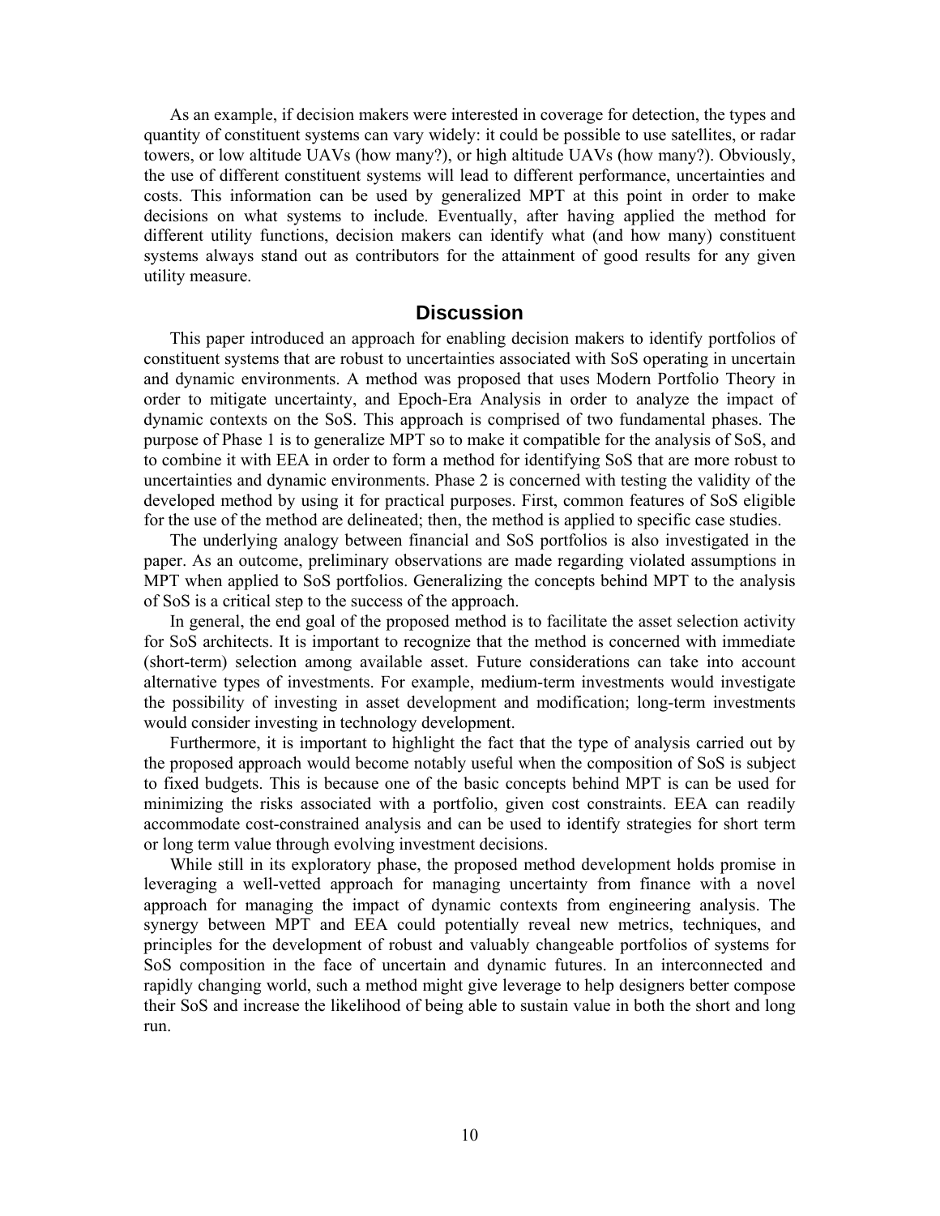As an example, if decision makers were interested in coverage for detection, the types and quantity of constituent systems can vary widely: it could be possible to use satellites, or radar towers, or low altitude UAVs (how many?), or high altitude UAVs (how many?). Obviously, the use of different constituent systems will lead to different performance, uncertainties and costs. This information can be used by generalized MPT at this point in order to make decisions on what systems to include. Eventually, after having applied the method for different utility functions, decision makers can identify what (and how many) constituent systems always stand out as contributors for the attainment of good results for any given utility measure.

## Discussion

This paper introduced an approach for enabling decision makers to identify portfolios of constituent systems that are robust to uncertainties associated with SoS operating in uncertain and dynamic environments. A method was proposed that uses Modern Portfolio Theory in order to mitigate uncertainty, and Epoch-Era Analysis in order to analyze the impact of dynamic contexts on the SoS. This approach is comprised of two fundamental phases. The purpose of Phase 1 is to generalize MPT so to make it compatible for the analysis of SoS, and to combine it with EEA in order to form a method for identifying SoS that are more robust to uncertainties and dynamic environments. Phase 2 is concerned with testing the validity of the developed method by using it for practical purposes. First, common features of SoS eligible for the use of the method are delineated; then, the method is applied to specific case studies.

The underlying analogy between financial and SoS portfolios is also investigated in the paper. As an outcome, preliminary observations are made regarding violated assumptions in MPT when applied to SoS portfolios. Generalizing the concepts behind MPT to the analysis of SoS is a critical step to the success of the approach.

In general, the end goal of the proposed method is to facilitate the asset selection activity for SoS architects. It is important to recognize that the method is concerned with immediate (short-term) selection among available asset. Future considerations can take into account alternative types of investments. For example, medium-term investments would investigate the possibility of investing in asset development and modification; long-term investments would consider investing in technology development.

Furthermore, it is important to highlight the fact that the type of analysis carried out by the proposed approach would become notably useful when the composition of SoS is subject to fixed budgets. This is because one of the basic concepts behind MPT is can be used for minimizing the risks associated with a portfolio, given cost constraints. EEA can readily accommodate cost-constrained analysis and can be used to identify strategies for short term or long term value through evolving investment decisions.

While still in its exploratory phase, the proposed method development holds promise in leveraging a well-vetted approach for managing uncertainty from finance with a novel approach for managing the impact of dynamic contexts from engineering analysis. The synergy between MPT and EEA could potentially reveal new metrics, techniques, and principles for the development of robust and valuably changeable portfolios of systems for SoS composition in the face of uncertain and dynamic futures. In an interconnected and rapidly changing world, such a method might give leverage to help designers better compose their SoS and increase the likelihood of being able to sustain value in both the short and long run.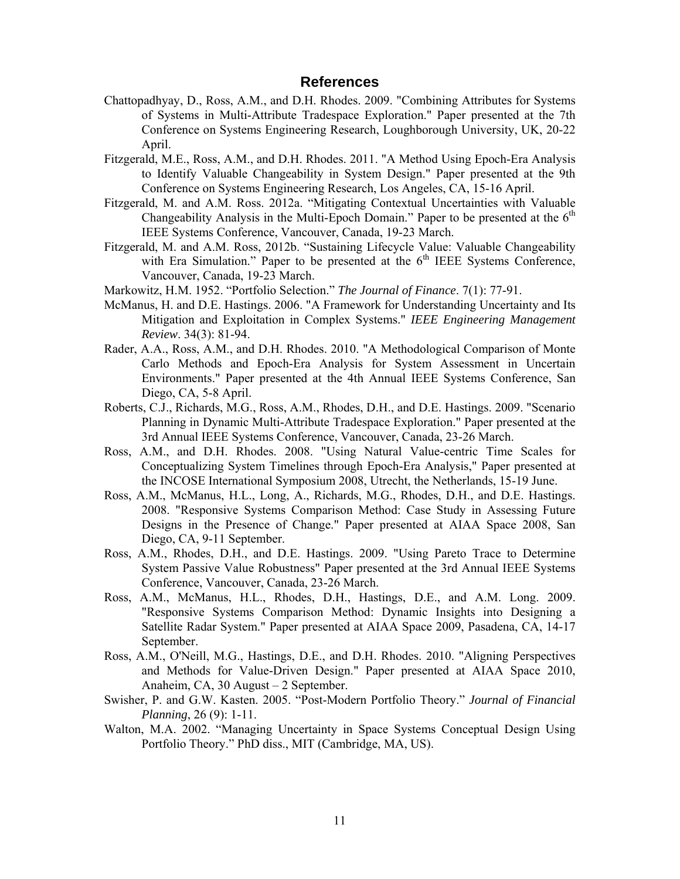## References

Chattopadhyay, D., Ross, A.M., and D.H. Rhodes. 2009. "Combining Attributes for Systems of Systems in Multi-Attribute Tradespace Exploration." Paper presented at the 7th Conference on Systems Engineering Research, Loughborough University, UK, 20-22 April.

Fitzgerald, M.E., Ross, A.M., and D.H. Rhodes. 2011. "A Method Using Epoch-Era Analysis to Identify Valuable Changeability in System Design." Paper presented at the 9th Conference on Systems Engineering Research, Los Angeles, CA, 15-16 April.

Fitzgerald, M. and A.M. Ross. 2012a. "Mitigating Contextual Uncertainties with Valuable Changeability Analysis in the Multi-Epoch Domain." Paper to be presented at the 6th IEEE Systems Conference, Vancouver, Canada, 19-23 March.

Fitzgerald, M. and A.M. Ross, 2012b. "Sustaining Lifecycle Value: Valuable Changeability with Era Simulation." Paper to be presented at the 6th IEEE Systems Conference, Vancouver, Canada, 19-23 March.

Markowitz, H.M. 1952. "Portfolio Selection." *The Journal of Finance*. 7(1): 77-91.

McManus, H. and D.E. Hastings. 2006. "A Framework for Understanding Uncertainty and Its Mitigation and Exploitation in Complex Systems." *IEEE Engineering Management Review*. 34(3): 81-94.

Rader, A.A., Ross, A.M., and D.H. Rhodes. 2010. "A Methodological Comparison of Monte Carlo Methods and Epoch-Era Analysis for System Assessment in Uncertain Environments." Paper presented at the 4th Annual IEEE Systems Conference, San Diego, CA, 5-8 April.

Roberts, C.J., Richards, M.G., Ross, A.M., Rhodes, D.H., and D.E. Hastings. 2009. "Scenario Planning in Dynamic Multi-Attribute Tradespace Exploration." Paper presented at the 3rd Annual IEEE Systems Conference, Vancouver, Canada, 23-26 March.

Ross, A.M., and D.H. Rhodes. 2008. "Using Natural Value-centric Time Scales for Conceptualizing System Timelines through Epoch-Era Analysis," Paper presented at the INCOSE International Symposium 2008, Utrecht, the Netherlands, 15-19 June.

Ross, A.M., McManus, H.L., Long, A., Richards, M.G., Rhodes, D.H., and D.E. Hastings. 2008. "Responsive Systems Comparison Method: Case Study in Assessing Future Designs in the Presence of Change." Paper presented at AIAA Space 2008, San Diego, CA, 9-11 September.

Ross, A.M., Rhodes, D.H., and D.E. Hastings. 2009. "Using Pareto Trace to Determine System Passive Value Robustness" Paper presented at the 3rd Annual IEEE Systems Conference, Vancouver, Canada, 23-26 March.

Ross, A.M., McManus, H.L., Rhodes, D.H., Hastings, D.E., and A.M. Long. 2009. "Responsive Systems Comparison Method: Dynamic Insights into Designing a Satellite Radar System." Paper presented at AIAA Space 2009, Pasadena, CA, 14-17 September.

Ross, A.M., O'Neill, M.G., Hastings, D.E., and D.H. Rhodes. 2010. "Aligning Perspectives and Methods for Value-Driven Design." Paper presented at AIAA Space 2010, Anaheim, CA, 30 August – 2 September.

Swisher, P. and G.W. Kasten. 2005. "Post-Modern Portfolio Theory." *Journal of Financial Planning*, 26 (9): 1-11.

Walton, M.A. 2002. "Managing Uncertainty in Space Systems Conceptual Design Using Portfolio Theory." PhD diss., MIT (Cambridge, MA, US).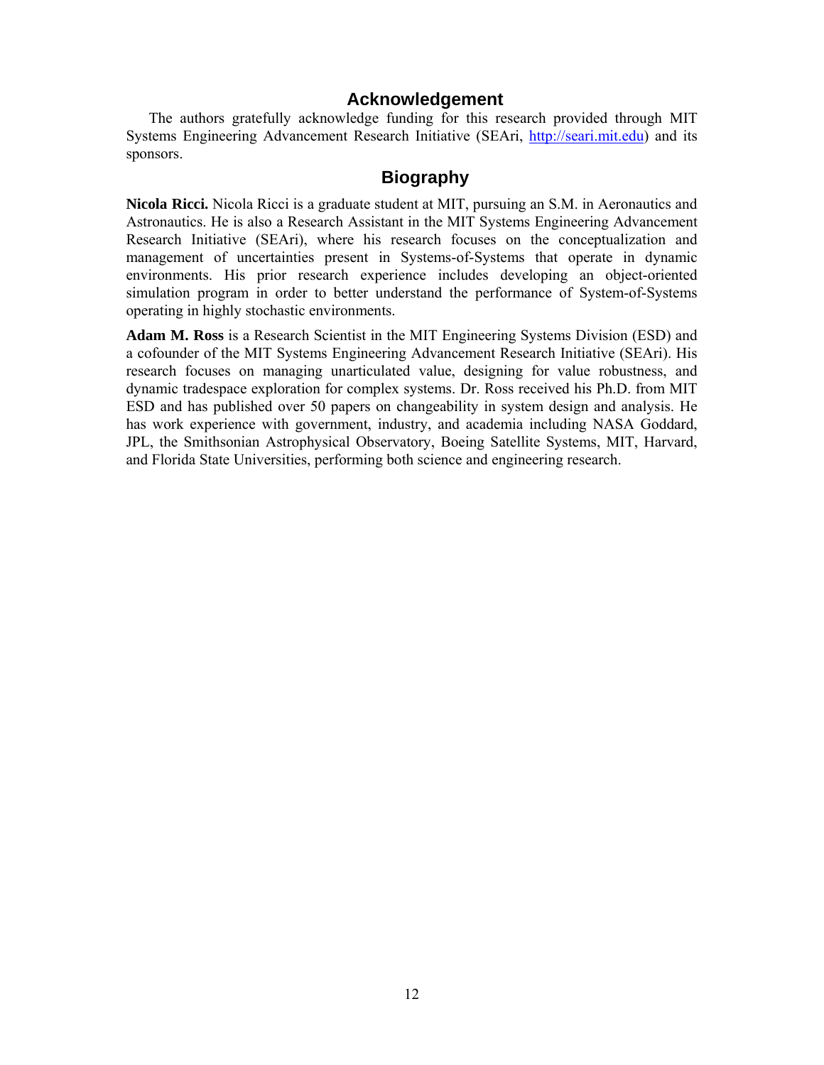## Acknowledgement

The authors gratefully acknowledge funding for this research provided through MIT Systems Engineering Advancement Research Initiative (SEAri, http://seari.mit.edu) and its sponsors.

## Biography

**Nicola Ricci.** Nicola Ricci is a graduate student at MIT, pursuing an S.M. in Aeronautics and Astronautics. He is also a Research Assistant in the MIT Systems Engineering Advancement Research Initiative (SEAri), where his research focuses on the conceptualization and management of uncertainties present in Systems-of-Systems that operate in dynamic environments. His prior research experience includes developing an object-oriented simulation program in order to better understand the performance of System-of-Systems operating in highly stochastic environments.

**Adam M. Ross** is a Research Scientist in the MIT Engineering Systems Division (ESD) and a cofounder of the MIT Systems Engineering Advancement Research Initiative (SEAri). His research focuses on managing unarticulated value, designing for value robustness, and dynamic tradespace exploration for complex systems. Dr. Ross received his Ph.D. from MIT ESD and has published over 50 papers on changeability in system design and analysis. He has work experience with government, industry, and academia including NASA Goddard, JPL, the Smithsonian Astrophysical Observatory, Boeing Satellite Systems, MIT, Harvard, and Florida State Universities, performing both science and engineering research.